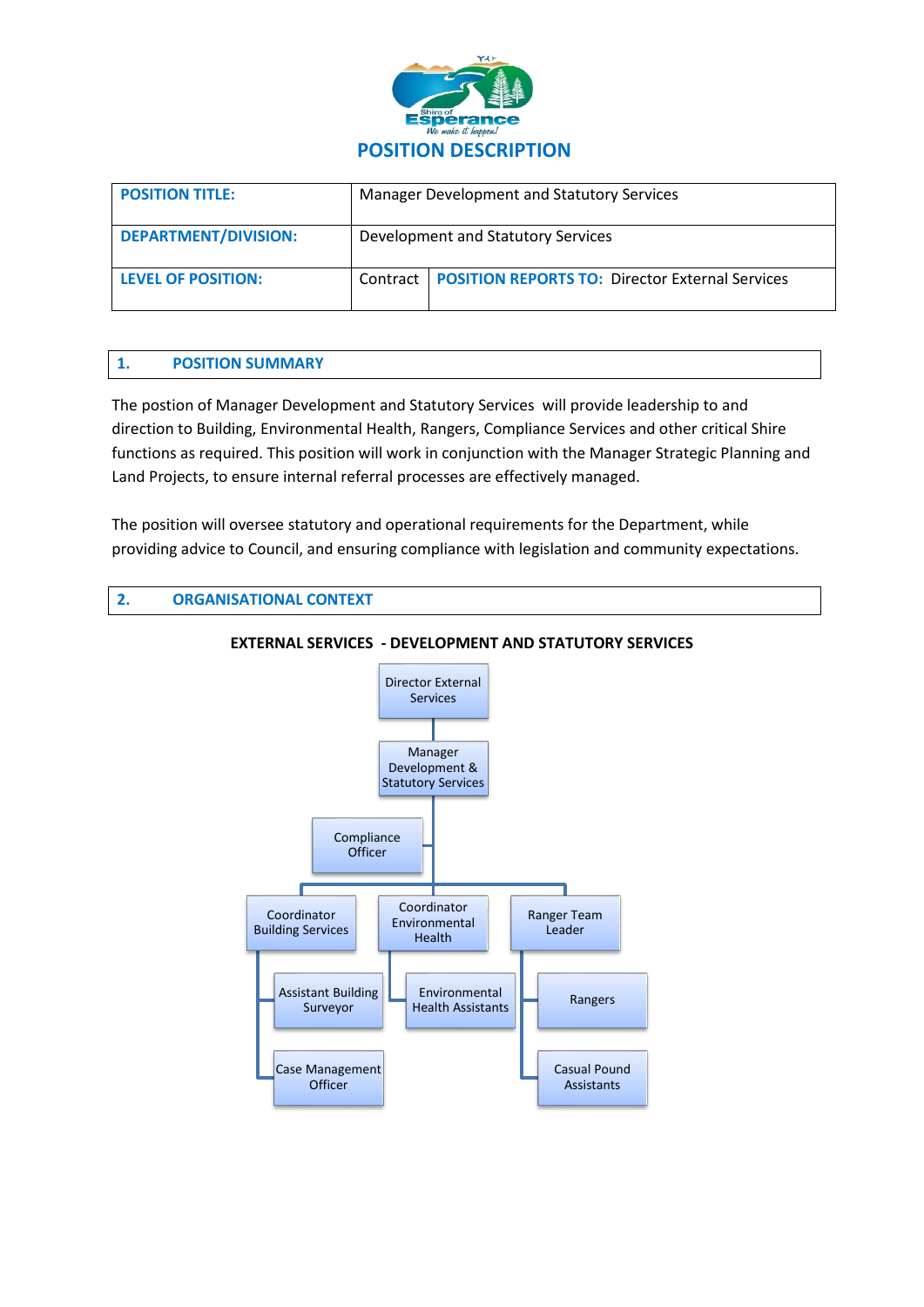# POSITION DESCRIPTION

| POSITION TITLE: | Manager Development and Statutory Services | |
|---|---|---|
| DEPARTMENT/DIVISION: | Development and Statutory Services | |
| LEVEL OF POSITION: | Contract | POSITION REPORTS TO: Director External Services |

## 1. POSITION SUMMARY

The postion of Manager Development and Statutory Services will provide leadership to and direction to Building, Environmental Health, Rangers, Compliance Services and other critical Shire functions as required. This position will work in conjunction with the Manager Strategic Planning and Land Projects, to ensure internal referral processes are effectively managed.

The position will oversee statutory and operational requirements for the Department, while providing advice to Council, and ensuring compliance with legislation and community expectations.

## 2. ORGANISATIONAL CONTEXT

**EXTERNAL SERVICES - DEVELOPMENT AND STATUTORY SERVICES**

- Director External Services
  - Manager Development & Statutory Services
    - Compliance Officer
    - Coordinator Building Services
      - Assistant Building Surveyor
      - Case Management Officer
    - Coordinator Environmental Health
      - Environmental Health Assistants
    - Ranger Team Leader
      - Rangers
      - Casual Pound Assistants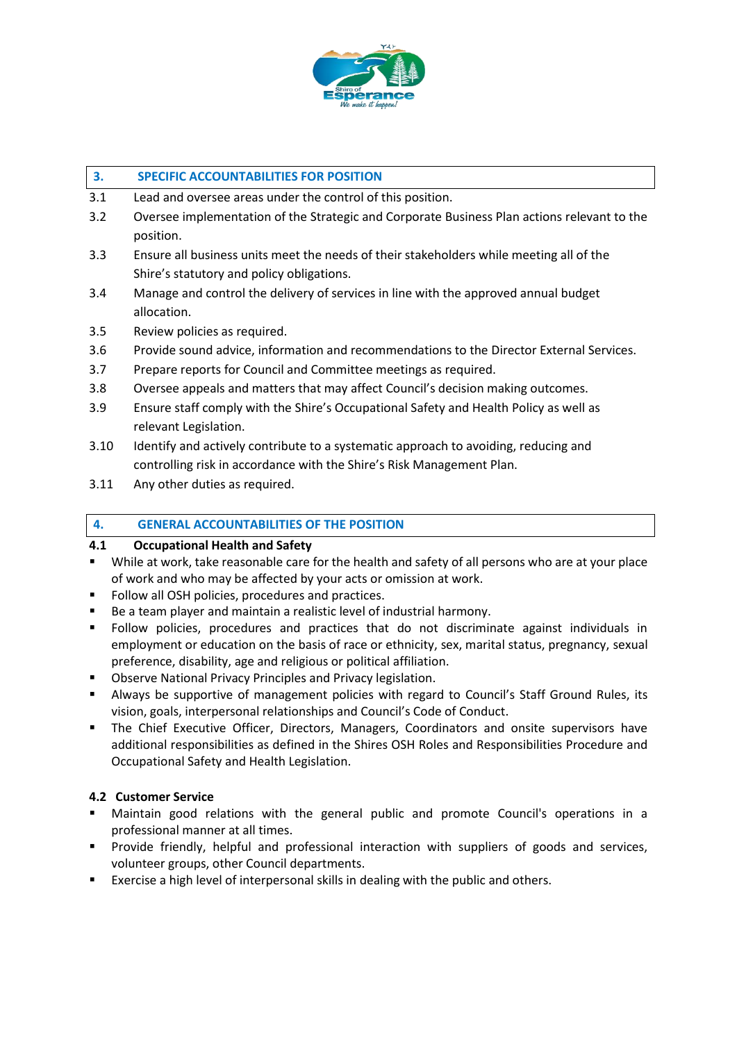## 3. SPECIFIC ACCOUNTABILITIES FOR POSITION

3.1 Lead and oversee areas under the control of this position.

3.2 Oversee implementation of the Strategic and Corporate Business Plan actions relevant to the position.

3.3 Ensure all business units meet the needs of their stakeholders while meeting all of the Shire's statutory and policy obligations.

3.4 Manage and control the delivery of services in line with the approved annual budget allocation.

3.5 Review policies as required.

3.6 Provide sound advice, information and recommendations to the Director External Services.

3.7 Prepare reports for Council and Committee meetings as required.

3.8 Oversee appeals and matters that may affect Council's decision making outcomes.

3.9 Ensure staff comply with the Shire's Occupational Safety and Health Policy as well as relevant Legislation.

3.10 Identify and actively contribute to a systematic approach to avoiding, reducing and controlling risk in accordance with the Shire's Risk Management Plan.

3.11 Any other duties as required.

## 4. GENERAL ACCOUNTABILITIES OF THE POSITION

### 4.1 Occupational Health and Safety

- While at work, take reasonable care for the health and safety of all persons who are at your place of work and who may be affected by your acts or omission at work.
- Follow all OSH policies, procedures and practices.
- Be a team player and maintain a realistic level of industrial harmony.
- Follow policies, procedures and practices that do not discriminate against individuals in employment or education on the basis of race or ethnicity, sex, marital status, pregnancy, sexual preference, disability, age and religious or political affiliation.
- Observe National Privacy Principles and Privacy legislation.
- Always be supportive of management policies with regard to Council's Staff Ground Rules, its vision, goals, interpersonal relationships and Council's Code of Conduct.
- The Chief Executive Officer, Directors, Managers, Coordinators and onsite supervisors have additional responsibilities as defined in the Shires OSH Roles and Responsibilities Procedure and Occupational Safety and Health Legislation.

### 4.2 Customer Service

- Maintain good relations with the general public and promote Council's operations in a professional manner at all times.
- Provide friendly, helpful and professional interaction with suppliers of goods and services, volunteer groups, other Council departments.
- Exercise a high level of interpersonal skills in dealing with the public and others.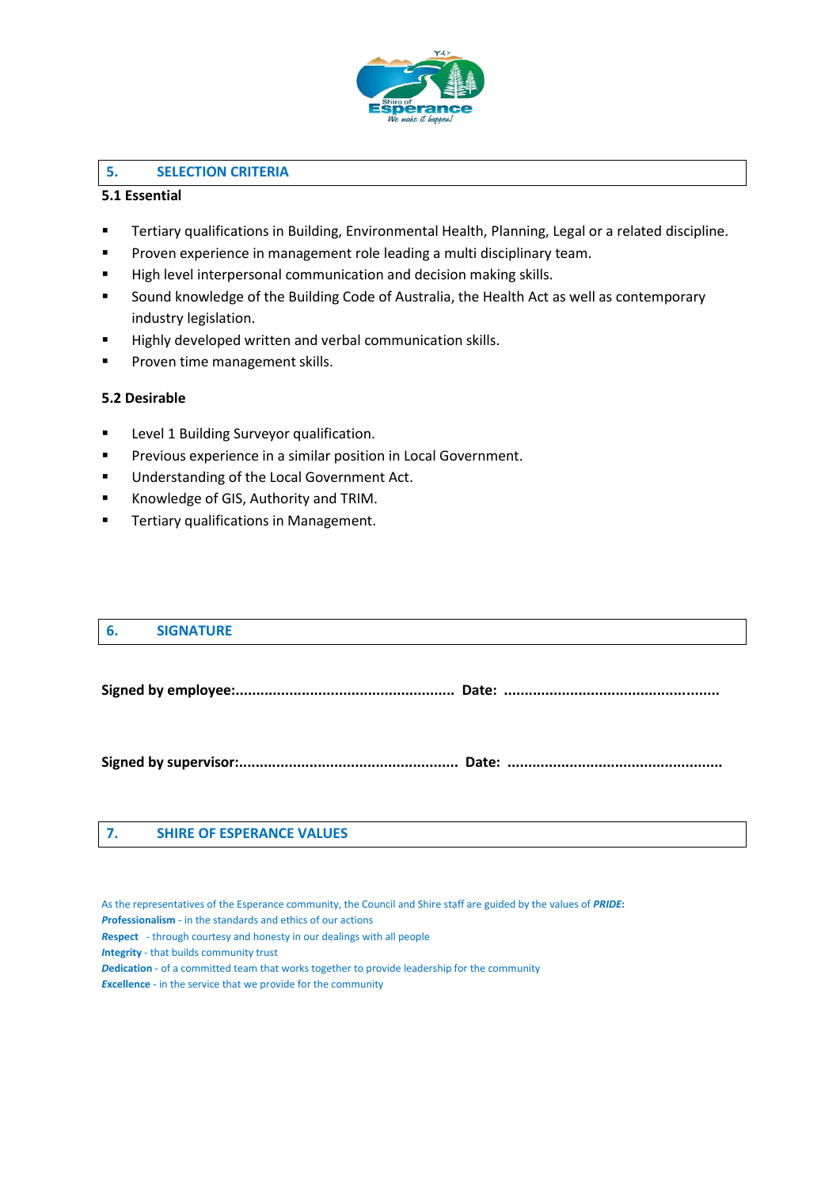## 5. SELECTION CRITERIA

### 5.1 Essential

- Tertiary qualifications in Building, Environmental Health, Planning, Legal or a related discipline.
- Proven experience in management role leading a multi disciplinary team.
- High level interpersonal communication and decision making skills.
- Sound knowledge of the Building Code of Australia, the Health Act as well as contemporary industry legislation.
- Highly developed written and verbal communication skills.
- Proven time management skills.

### 5.2 Desirable

- Level 1 Building Surveyor qualification.
- Previous experience in a similar position in Local Government.
- Understanding of the Local Government Act.
- Knowledge of GIS, Authority and TRIM.
- Tertiary qualifications in Management.

## 6. SIGNATURE

**Signed by employee:.................................................... Date: ....................................................**

**Signed by supervisor:.................................................... Date: ....................................................**

## 7. SHIRE OF ESPERANCE VALUES

As the representatives of the Esperance community, the Council and Shire staff are guided by the values of ***PRIDE*:**

***Professionalism*** - in the standards and ethics of our actions

***Respect*** - through courtesy and honesty in our dealings with all people

***Integrity*** - that builds community trust

***Dedication*** - of a committed team that works together to provide leadership for the community

***Excellence*** - in the service that we provide for the community